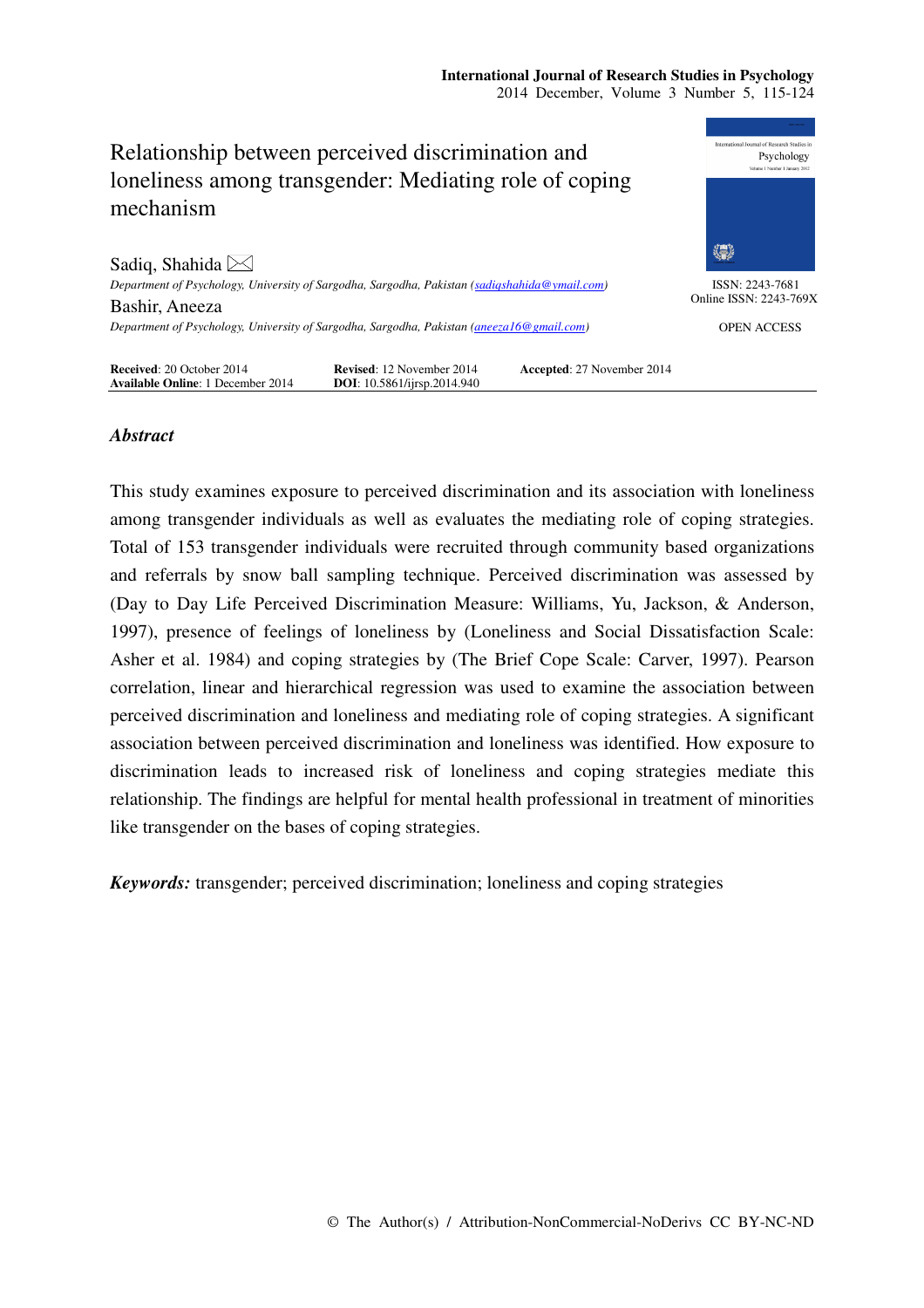# Relationship between perceived discrimination and loneliness among transgender: Mediating role of coping mechanism

Sadiq, Shahida
*Department of Psychology, University of Sargodha, Sargodha, Pakistan (sadiqshahida@ymail.com)*

Bashir, Aneeza
*Department of Psychology, University of Sargodha, Sargodha, Pakistan (aneeza16@gmail.com)*

ISSN: 2243-7681
Online ISSN: 2243-769X

OPEN ACCESS

**Received**: 20 October 2014 **Revised**: 12 November 2014 **Accepted**: 27 November 2014
**Available Online**: 1 December 2014 **DOI**: 10.5861/ijrsp.2014.940

## *Abstract*

This study examines exposure to perceived discrimination and its association with loneliness among transgender individuals as well as evaluates the mediating role of coping strategies. Total of 153 transgender individuals were recruited through community based organizations and referrals by snow ball sampling technique. Perceived discrimination was assessed by (Day to Day Life Perceived Discrimination Measure: Williams, Yu, Jackson, & Anderson, 1997), presence of feelings of loneliness by (Loneliness and Social Dissatisfaction Scale: Asher et al. 1984) and coping strategies by (The Brief Cope Scale: Carver, 1997). Pearson correlation, linear and hierarchical regression was used to examine the association between perceived discrimination and loneliness and mediating role of coping strategies. A significant association between perceived discrimination and loneliness was identified. How exposure to discrimination leads to increased risk of loneliness and coping strategies mediate this relationship. The findings are helpful for mental health professional in treatment of minorities like transgender on the bases of coping strategies.

***Keywords:*** transgender; perceived discrimination; loneliness and coping strategies

© The Author(s) / Attribution-NonCommercial-NoDerivs CC BY-NC-ND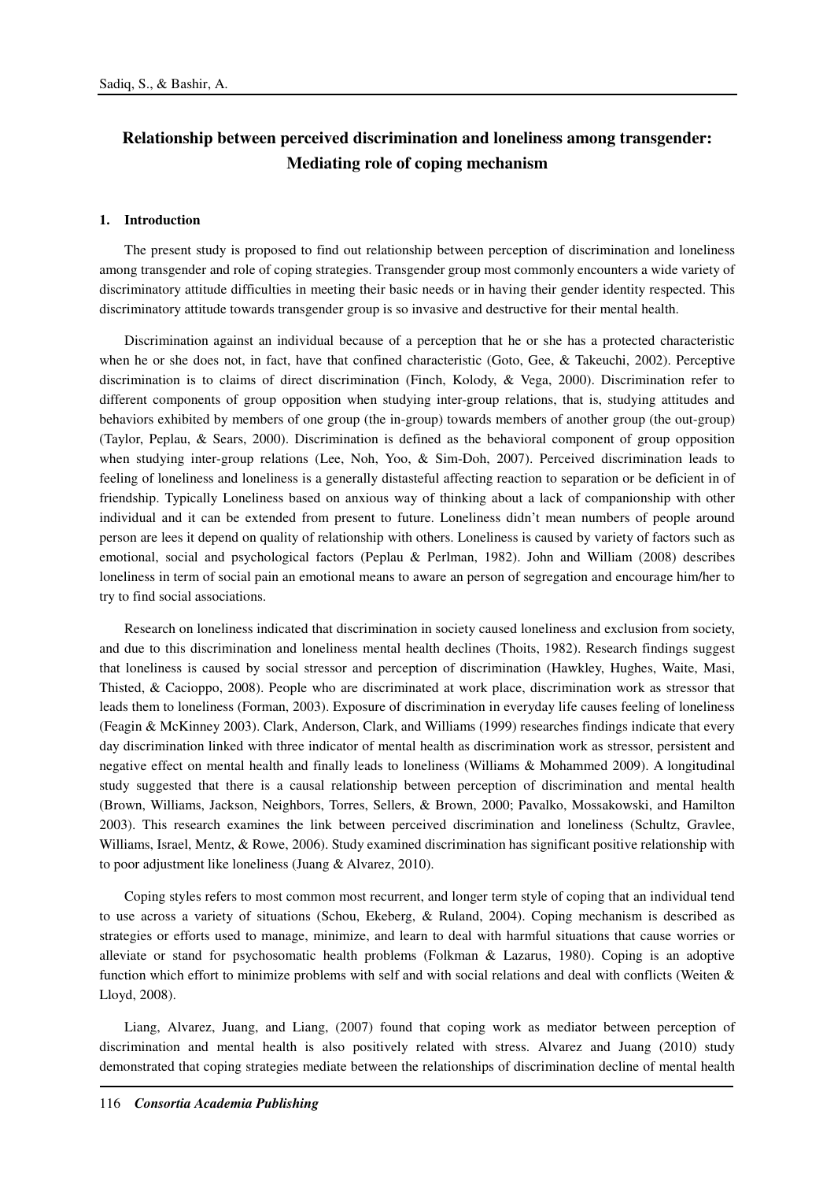# Relationship between perceived discrimination and loneliness among transgender: Mediating role of coping mechanism

## 1. Introduction

The present study is proposed to find out relationship between perception of discrimination and loneliness among transgender and role of coping strategies. Transgender group most commonly encounters a wide variety of discriminatory attitude difficulties in meeting their basic needs or in having their gender identity respected. This discriminatory attitude towards transgender group is so invasive and destructive for their mental health.

Discrimination against an individual because of a perception that he or she has a protected characteristic when he or she does not, in fact, have that confined characteristic (Goto, Gee, & Takeuchi, 2002). Perceptive discrimination is to claims of direct discrimination (Finch, Kolody, & Vega, 2000). Discrimination refer to different components of group opposition when studying inter-group relations, that is, studying attitudes and behaviors exhibited by members of one group (the in-group) towards members of another group (the out-group) (Taylor, Peplau, & Sears, 2000). Discrimination is defined as the behavioral component of group opposition when studying inter-group relations (Lee, Noh, Yoo, & Sim-Doh, 2007). Perceived discrimination leads to feeling of loneliness and loneliness is a generally distasteful affecting reaction to separation or be deficient in of friendship. Typically Loneliness based on anxious way of thinking about a lack of companionship with other individual and it can be extended from present to future. Loneliness didn't mean numbers of people around person are lees it depend on quality of relationship with others. Loneliness is caused by variety of factors such as emotional, social and psychological factors (Peplau & Perlman, 1982). John and William (2008) describes loneliness in term of social pain an emotional means to aware an person of segregation and encourage him/her to try to find social associations.

Research on loneliness indicated that discrimination in society caused loneliness and exclusion from society, and due to this discrimination and loneliness mental health declines (Thoits, 1982). Research findings suggest that loneliness is caused by social stressor and perception of discrimination (Hawkley, Hughes, Waite, Masi, Thisted, & Cacioppo, 2008). People who are discriminated at work place, discrimination work as stressor that leads them to loneliness (Forman, 2003). Exposure of discrimination in everyday life causes feeling of loneliness (Feagin & McKinney 2003). Clark, Anderson, Clark, and Williams (1999) researches findings indicate that every day discrimination linked with three indicator of mental health as discrimination work as stressor, persistent and negative effect on mental health and finally leads to loneliness (Williams & Mohammed 2009). A longitudinal study suggested that there is a causal relationship between perception of discrimination and mental health (Brown, Williams, Jackson, Neighbors, Torres, Sellers, & Brown, 2000; Pavalko, Mossakowski, and Hamilton 2003). This research examines the link between perceived discrimination and loneliness (Schultz, Gravlee, Williams, Israel, Mentz, & Rowe, 2006). Study examined discrimination has significant positive relationship with to poor adjustment like loneliness (Juang & Alvarez, 2010).

Coping styles refers to most common most recurrent, and longer term style of coping that an individual tend to use across a variety of situations (Schou, Ekeberg, & Ruland, 2004). Coping mechanism is described as strategies or efforts used to manage, minimize, and learn to deal with harmful situations that cause worries or alleviate or stand for psychosomatic health problems (Folkman & Lazarus, 1980). Coping is an adoptive function which effort to minimize problems with self and with social relations and deal with conflicts (Weiten & Lloyd, 2008).

Liang, Alvarez, Juang, and Liang, (2007) found that coping work as mediator between perception of discrimination and mental health is also positively related with stress. Alvarez and Juang (2010) study demonstrated that coping strategies mediate between the relationships of discrimination decline of mental health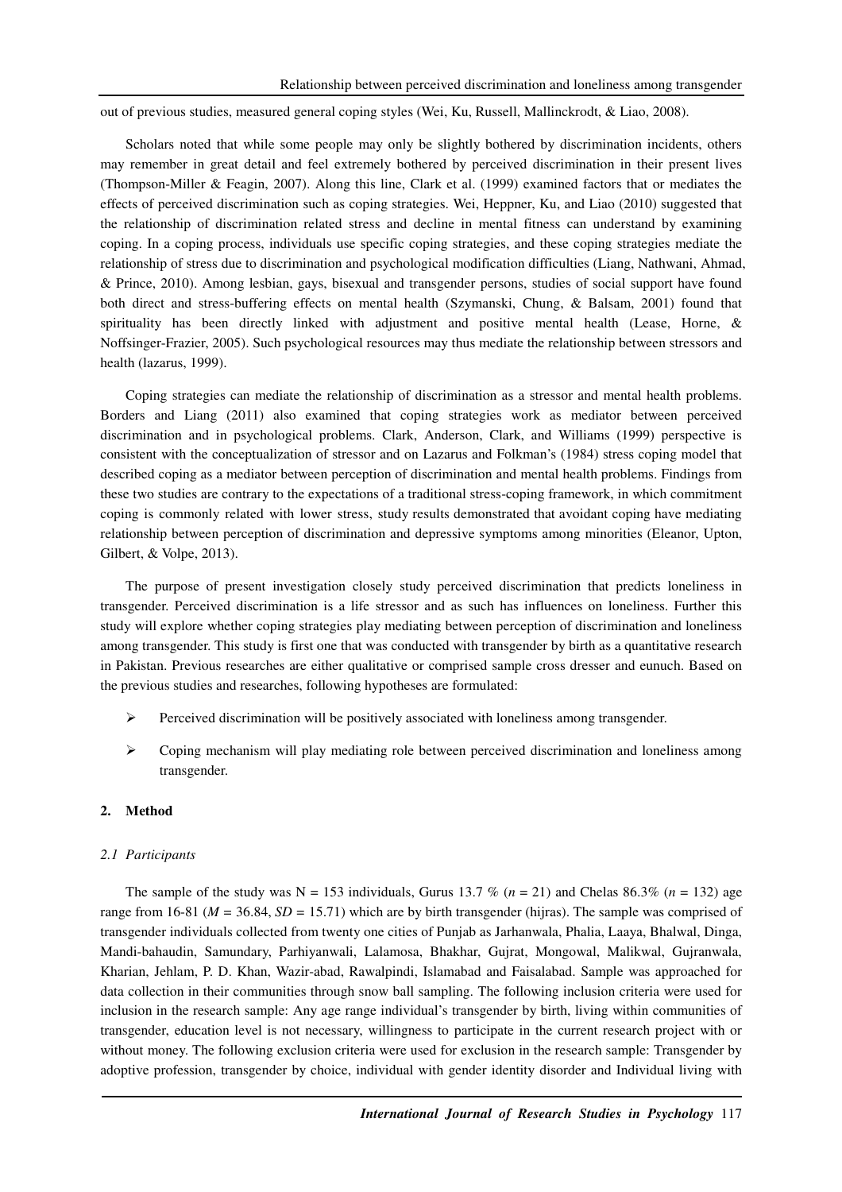out of previous studies, measured general coping styles (Wei, Ku, Russell, Mallinckrodt, & Liao, 2008).

Scholars noted that while some people may only be slightly bothered by discrimination incidents, others may remember in great detail and feel extremely bothered by perceived discrimination in their present lives (Thompson-Miller & Feagin, 2007). Along this line, Clark et al. (1999) examined factors that or mediates the effects of perceived discrimination such as coping strategies. Wei, Heppner, Ku, and Liao (2010) suggested that the relationship of discrimination related stress and decline in mental fitness can understand by examining coping. In a coping process, individuals use specific coping strategies, and these coping strategies mediate the relationship of stress due to discrimination and psychological modification difficulties (Liang, Nathwani, Ahmad, & Prince, 2010). Among lesbian, gays, bisexual and transgender persons, studies of social support have found both direct and stress-buffering effects on mental health (Szymanski, Chung, & Balsam, 2001) found that spirituality has been directly linked with adjustment and positive mental health (Lease, Horne, & Noffsinger-Frazier, 2005). Such psychological resources may thus mediate the relationship between stressors and health (lazarus, 1999).

Coping strategies can mediate the relationship of discrimination as a stressor and mental health problems. Borders and Liang (2011) also examined that coping strategies work as mediator between perceived discrimination and in psychological problems. Clark, Anderson, Clark, and Williams (1999) perspective is consistent with the conceptualization of stressor and on Lazarus and Folkman's (1984) stress coping model that described coping as a mediator between perception of discrimination and mental health problems. Findings from these two studies are contrary to the expectations of a traditional stress-coping framework, in which commitment coping is commonly related with lower stress, study results demonstrated that avoidant coping have mediating relationship between perception of discrimination and depressive symptoms among minorities (Eleanor, Upton, Gilbert, & Volpe, 2013).

The purpose of present investigation closely study perceived discrimination that predicts loneliness in transgender. Perceived discrimination is a life stressor and as such has influences on loneliness. Further this study will explore whether coping strategies play mediating between perception of discrimination and loneliness among transgender. This study is first one that was conducted with transgender by birth as a quantitative research in Pakistan. Previous researches are either qualitative or comprised sample cross dresser and eunuch. Based on the previous studies and researches, following hypotheses are formulated:

- Perceived discrimination will be positively associated with loneliness among transgender.
- Coping mechanism will play mediating role between perceived discrimination and loneliness among transgender.

## 2. Method

### *2.1 Participants*

The sample of the study was N = 153 individuals, Gurus 13.7 % ($n$ = 21) and Chelas 86.3% ($n$ = 132) age range from 16-81 ($M$ = 36.84, $SD$ = 15.71) which are by birth transgender (hijras). The sample was comprised of transgender individuals collected from twenty one cities of Punjab as Jarhanwala, Phalia, Laaya, Bhalwal, Dinga, Mandi-bahaudin, Samundary, Parhiyanwali, Lalamosa, Bhakhar, Gujrat, Mongowal, Malikwal, Gujranwala, Kharian, Jehlam, P. D. Khan, Wazir-abad, Rawalpindi, Islamabad and Faisalabad. Sample was approached for data collection in their communities through snow ball sampling. The following inclusion criteria were used for inclusion in the research sample: Any age range individual's transgender by birth, living within communities of transgender, education level is not necessary, willingness to participate in the current research project with or without money. The following exclusion criteria were used for exclusion in the research sample: Transgender by adoptive profession, transgender by choice, individual with gender identity disorder and Individual living with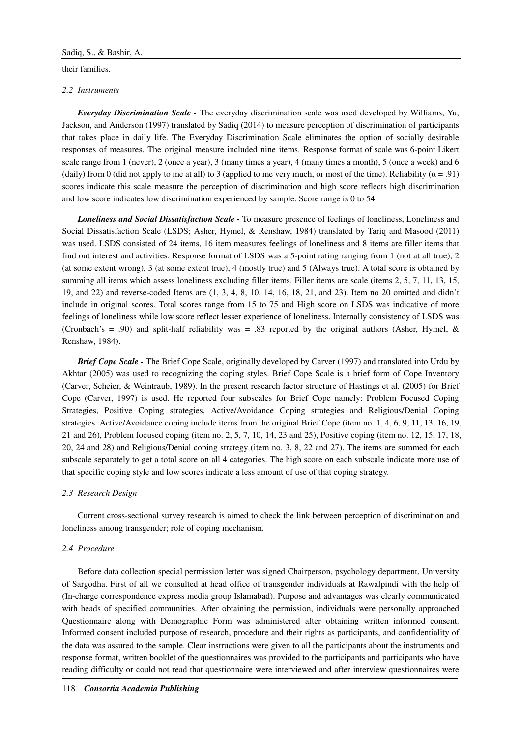their families.

### *2.2 Instruments*

***Everyday Discrimination Scale -*** The everyday discrimination scale was used developed by Williams, Yu, Jackson, and Anderson (1997) translated by Sadiq (2014) to measure perception of discrimination of participants that takes place in daily life. The Everyday Discrimination Scale eliminates the option of socially desirable responses of measures. The original measure included nine items. Response format of scale was 6-point Likert scale range from 1 (never), 2 (once a year), 3 (many times a year), 4 (many times a month), 5 (once a week) and 6 (daily) from 0 (did not apply to me at all) to 3 (applied to me very much, or most of the time). Reliability ($\alpha = .91$) scores indicate this scale measure the perception of discrimination and high score reflects high discrimination and low score indicates low discrimination experienced by sample. Score range is 0 to 54.

***Loneliness and Social Dissatisfaction Scale -*** To measure presence of feelings of loneliness, Loneliness and Social Dissatisfaction Scale (LSDS; Asher, Hymel, & Renshaw, 1984) translated by Tariq and Masood (2011) was used. LSDS consisted of 24 items, 16 item measures feelings of loneliness and 8 items are filler items that find out interest and activities. Response format of LSDS was a 5-point rating ranging from 1 (not at all true), 2 (at some extent wrong), 3 (at some extent true), 4 (mostly true) and 5 (Always true). A total score is obtained by summing all items which assess loneliness excluding filler items. Filler items are scale (items 2, 5, 7, 11, 13, 15, 19, and 22) and reverse-coded Items are (1, 3, 4, 8, 10, 14, 16, 18, 21, and 23). Item no 20 omitted and didn't include in original scores. Total scores range from 15 to 75 and High score on LSDS was indicative of more feelings of loneliness while low score reflect lesser experience of loneliness. Internally consistency of LSDS was (Cronbach's = .90) and split-half reliability was = .83 reported by the original authors (Asher, Hymel, & Renshaw, 1984).

***Brief Cope Scale -*** The Brief Cope Scale, originally developed by Carver (1997) and translated into Urdu by Akhtar (2005) was used to recognizing the coping styles. Brief Cope Scale is a brief form of Cope Inventory (Carver, Scheier, & Weintraub, 1989). In the present research factor structure of Hastings et al. (2005) for Brief Cope (Carver, 1997) is used. He reported four subscales for Brief Cope namely: Problem Focused Coping Strategies, Positive Coping strategies, Active/Avoidance Coping strategies and Religious/Denial Coping strategies. Active/Avoidance coping include items from the original Brief Cope (item no. 1, 4, 6, 9, 11, 13, 16, 19, 21 and 26), Problem focused coping (item no. 2, 5, 7, 10, 14, 23 and 25), Positive coping (item no. 12, 15, 17, 18, 20, 24 and 28) and Religious/Denial coping strategy (item no. 3, 8, 22 and 27). The items are summed for each subscale separately to get a total score on all 4 categories. The high score on each subscale indicate more use of that specific coping style and low scores indicate a less amount of use of that coping strategy.

### *2.3 Research Design*

Current cross-sectional survey research is aimed to check the link between perception of discrimination and loneliness among transgender; role of coping mechanism.

### *2.4 Procedure*

Before data collection special permission letter was signed Chairperson, psychology department, University of Sargodha. First of all we consulted at head office of transgender individuals at Rawalpindi with the help of (In-charge correspondence express media group Islamabad). Purpose and advantages was clearly communicated with heads of specified communities. After obtaining the permission, individuals were personally approached Questionnaire along with Demographic Form was administered after obtaining written informed consent. Informed consent included purpose of research, procedure and their rights as participants, and confidentiality of the data was assured to the sample. Clear instructions were given to all the participants about the instruments and response format, written booklet of the questionnaires was provided to the participants and participants who have reading difficulty or could not read that questionnaire were interviewed and after interview questionnaires were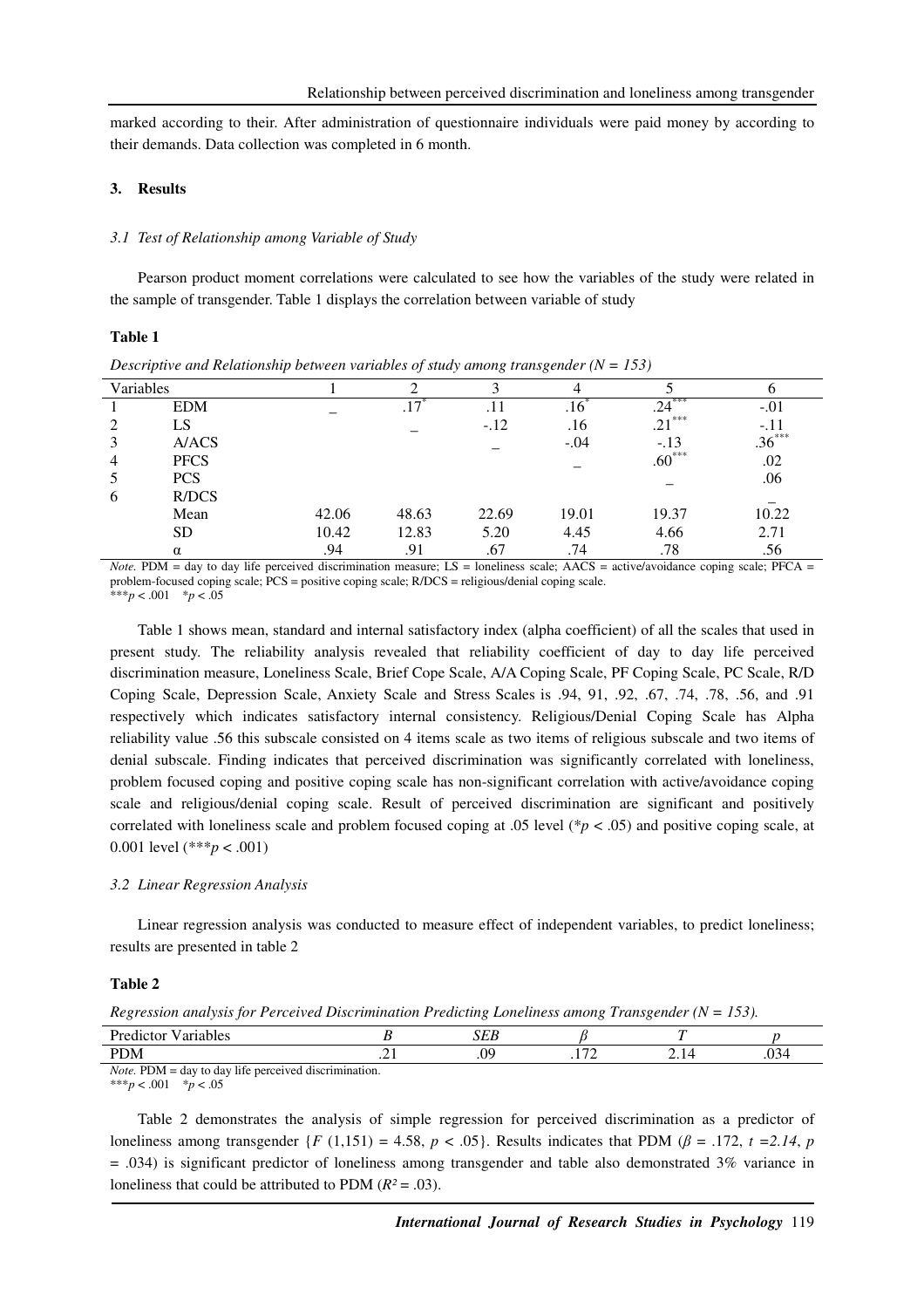marked according to their. After administration of questionnaire individuals were paid money by according to their demands. Data collection was completed in 6 month.

## 3. Results

### *3.1 Test of Relationship among Variable of Study*

Pearson product moment correlations were calculated to see how the variables of the study were related in the sample of transgender. Table 1 displays the correlation between variable of study

**Table 1**

*Descriptive and Relationship between variables of study among transgender (N = 153)*

| Variables | | 1 | 2 | 3 | 4 | 5 | 6 |
|---|---|---|---|---|---|---|---|
| 1 | EDM | _ | $.17^{*}$ | .11 | $.16^{*}$ | $.24^{***}$ | -.01 |
| 2 | LS | | _ | -.12 | .16 | $.21^{***}$ | -.11 |
| 3 | A/ACS | | | _ | -.04 | -.13 | $.36^{***}$ |
| 4 | PFCS | | | | _ | $.60^{***}$ | .02 |
| 5 | PCS | | | | | _ | .06 |
| 6 | R/DCS | | | | | | _ |
| | Mean | 42.06 | 48.63 | 22.69 | 19.01 | 19.37 | 10.22 |
| | SD | 10.42 | 12.83 | 5.20 | 4.45 | 4.66 | 2.71 |
| | α | .94 | .91 | .67 | .74 | .78 | .56 |

*Note.* PDM = day to day life perceived discrimination measure; LS = loneliness scale; AACS = active/avoidance coping scale; PFCA = problem-focused coping scale; PCS = positive coping scale; R/DCS = religious/denial coping scale.
$^{***}p < .001$ $^{*}p < .05$

Table 1 shows mean, standard and internal satisfactory index (alpha coefficient) of all the scales that used in present study. The reliability analysis revealed that reliability coefficient of day to day life perceived discrimination measure, Loneliness Scale, Brief Cope Scale, A/A Coping Scale, PF Coping Scale, PC Scale, R/D Coping Scale, Depression Scale, Anxiety Scale and Stress Scales is .94, 91, .92, .67, .74, .78, .56, and .91 respectively which indicates satisfactory internal consistency. Religious/Denial Coping Scale has Alpha reliability value .56 this subscale consisted on 4 items scale as two items of religious subscale and two items of denial subscale. Finding indicates that perceived discrimination was significantly correlated with loneliness, problem focused coping and positive coping scale has non-significant correlation with active/avoidance coping scale and religious/denial coping scale. Result of perceived discrimination are significant and positively correlated with loneliness scale and problem focused coping at .05 level ($^{*}p < .05$) and positive coping scale, at 0.001 level ($^{***}p < .001$)

### *3.2 Linear Regression Analysis*

Linear regression analysis was conducted to measure effect of independent variables, to predict loneliness; results are presented in table 2

**Table 2**

*Regression analysis for Perceived Discrimination Predicting Loneliness among Transgender (N = 153).*

| Predictor Variables | *B* | *SEB* | *β* | *T* | *p* |
|---|---|---|---|---|---|
| PDM | .21 | .09 | .172 | 2.14 | .034 |

*Note.* PDM = day to day life perceived discrimination.
$^{***}p < .001$ $^{*}p < .05$

Table 2 demonstrates the analysis of simple regression for perceived discrimination as a predictor of loneliness among transgender {$F$ (1,151) = 4.58, $p < .05$}. Results indicates that PDM ($\beta = .172$, $t = 2.14$, $p = .034$) is significant predictor of loneliness among transgender and table also demonstrated 3% variance in loneliness that could be attributed to PDM ($R^2 = .03$).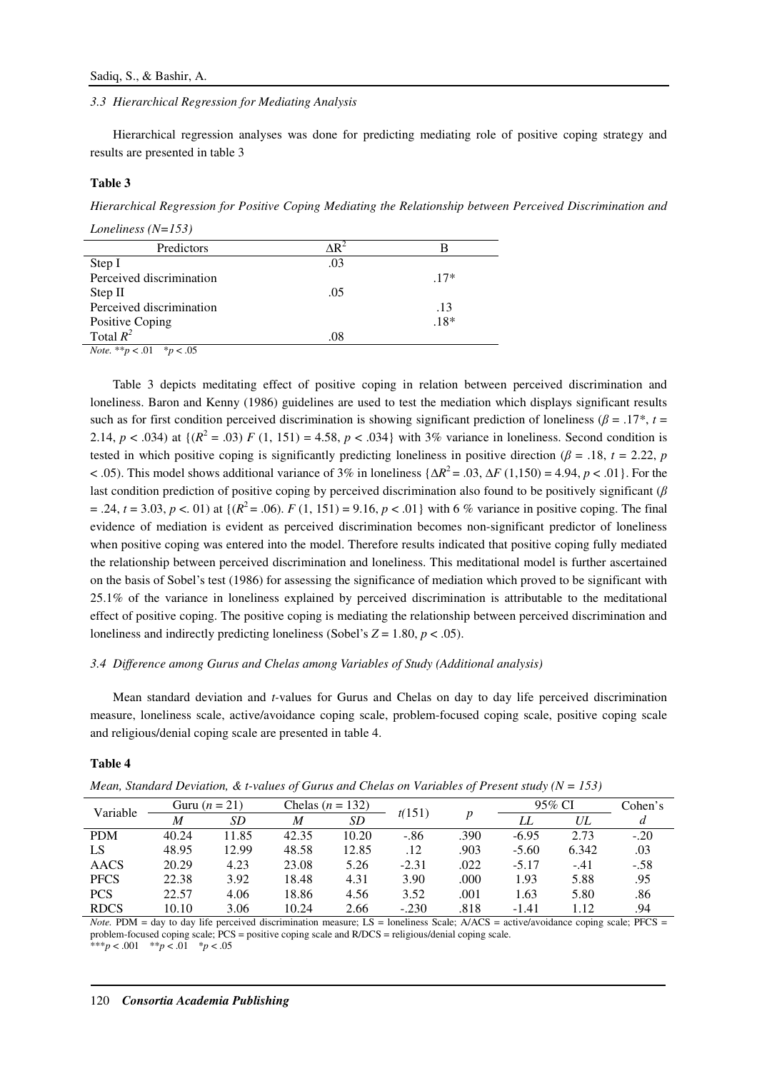### 3.3 Hierarchical Regression for Mediating Analysis

Hierarchical regression analyses was done for predicting mediating role of positive coping strategy and results are presented in table 3

**Table 3**

*Hierarchical Regression for Positive Coping Mediating the Relationship between Perceived Discrimination and Loneliness (N=153)*

| Predictors | $\Delta R^2$ | B |
|---|---|---|
| Step I | .03 | |
| Perceived discrimination | | .17* |
| Step II | .05 | |
| Perceived discrimination | | .13 |
| Positive Coping | | .18* |
| Total $R^2$ | .08 | |

*Note.* ** $p < .01$ * $p < .05$

Table 3 depicts meditating effect of positive coping in relation between perceived discrimination and loneliness. Baron and Kenny (1986) guidelines are used to test the mediation which displays significant results such as for first condition perceived discrimination is showing significant prediction of loneliness ($\beta$ = .17*, $t$ = 2.14, $p < .034$) at {($R^2$ = .03) $F$ (1, 151) = 4.58, $p < .034$} with 3% variance in loneliness. Second condition is tested in which positive coping is significantly predicting loneliness in positive direction ($\beta$ = .18, $t$ = 2.22, $p < .05$). This model shows additional variance of 3% in loneliness {$\Delta R^2$ = .03, $\Delta F$ (1,150) = 4.94, $p < .01$}. For the last condition prediction of positive coping by perceived discrimination also found to be positively significant ($\beta$ = .24, $t$ = 3.03, $p <$. 01) at {($R^2$ = .06). $F$ (1, 151) = 9.16, $p < .01$} with 6 % variance in positive coping. The final evidence of mediation is evident as perceived discrimination becomes non-significant predictor of loneliness when positive coping was entered into the model. Therefore results indicated that positive coping fully mediated the relationship between perceived discrimination and loneliness. This meditational model is further ascertained on the basis of Sobel's test (1986) for assessing the significance of mediation which proved to be significant with 25.1% of the variance in loneliness explained by perceived discrimination is attributable to the meditational effect of positive coping. The positive coping is mediating the relationship between perceived discrimination and loneliness and indirectly predicting loneliness (Sobel's $Z$ = 1.80, $p < .05$).

### 3.4 Difference among Gurus and Chelas among Variables of Study (Additional analysis)

Mean standard deviation and $t$-values for Gurus and Chelas on day to day life perceived discrimination measure, loneliness scale, active/avoidance coping scale, problem-focused coping scale, positive coping scale and religious/denial coping scale are presented in table 4.

**Table 4**

*Mean, Standard Deviation, & t-values of Gurus and Chelas on Variables of Present study (N = 153)*

| Variable | Guru ($n$ = 21) | | Chelas ($n$ = 132) | | $t$(151) | $p$ | 95% CI | | Cohen's |
|---|---|---|---|---|---|---|---|---|---|
| | $M$ | $SD$ | $M$ | $SD$ | | | $LL$ | $UL$ | $d$ |
| PDM | 40.24 | 11.85 | 42.35 | 10.20 | -.86 | .390 | -6.95 | 2.73 | -.20 |
| LS | 48.95 | 12.99 | 48.58 | 12.85 | .12 | .903 | -5.60 | 6.342 | .03 |
| AACS | 20.29 | 4.23 | 23.08 | 5.26 | -2.31 | .022 | -5.17 | -.41 | -.58 |
| PFCS | 22.38 | 3.92 | 18.48 | 4.31 | 3.90 | .000 | 1.93 | 5.88 | .95 |
| PCS | 22.57 | 4.06 | 18.86 | 4.56 | 3.52 | .001 | 1.63 | 5.80 | .86 |
| RDCS | 10.10 | 3.06 | 10.24 | 2.66 | -.230 | .818 | -1.41 | 1.12 | .94 |

*Note.* PDM = day to day life perceived discrimination measure; LS = loneliness Scale; A/ACS = active/avoidance coping scale; PFCS = problem-focused coping scale; PCS = positive coping scale and R/DCS = religious/denial coping scale.
*** $p < .001$ ** $p < .01$ * $p < .05$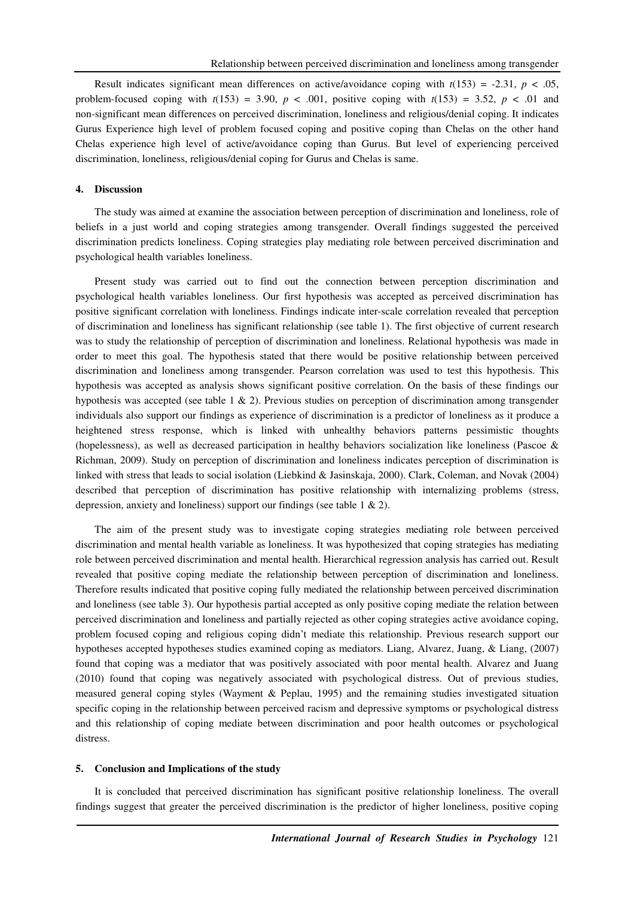Result indicates significant mean differences on active/avoidance coping with $t(153) = -2.31$, $p < .05$, problem-focused coping with $t(153) = 3.90$, $p < .001$, positive coping with $t(153) = 3.52$, $p < .01$ and non-significant mean differences on perceived discrimination, loneliness and religious/denial coping. It indicates Gurus Experience high level of problem focused coping and positive coping than Chelas on the other hand Chelas experience high level of active/avoidance coping than Gurus. But level of experiencing perceived discrimination, loneliness, religious/denial coping for Gurus and Chelas is same.

## 4. Discussion

The study was aimed at examine the association between perception of discrimination and loneliness, role of beliefs in a just world and coping strategies among transgender. Overall findings suggested the perceived discrimination predicts loneliness. Coping strategies play mediating role between perceived discrimination and psychological health variables loneliness.

Present study was carried out to find out the connection between perception discrimination and psychological health variables loneliness. Our first hypothesis was accepted as perceived discrimination has positive significant correlation with loneliness. Findings indicate inter-scale correlation revealed that perception of discrimination and loneliness has significant relationship (see table 1). The first objective of current research was to study the relationship of perception of discrimination and loneliness. Relational hypothesis was made in order to meet this goal. The hypothesis stated that there would be positive relationship between perceived discrimination and loneliness among transgender. Pearson correlation was used to test this hypothesis. This hypothesis was accepted as analysis shows significant positive correlation. On the basis of these findings our hypothesis was accepted (see table 1 & 2). Previous studies on perception of discrimination among transgender individuals also support our findings as experience of discrimination is a predictor of loneliness as it produce a heightened stress response, which is linked with unhealthy behaviors patterns pessimistic thoughts (hopelessness), as well as decreased participation in healthy behaviors socialization like loneliness (Pascoe & Richman, 2009). Study on perception of discrimination and loneliness indicates perception of discrimination is linked with stress that leads to social isolation (Liebkind & Jasinskaja, 2000). Clark, Coleman, and Novak (2004) described that perception of discrimination has positive relationship with internalizing problems (stress, depression, anxiety and loneliness) support our findings (see table 1 & 2).

The aim of the present study was to investigate coping strategies mediating role between perceived discrimination and mental health variable as loneliness. It was hypothesized that coping strategies has mediating role between perceived discrimination and mental health. Hierarchical regression analysis has carried out. Result revealed that positive coping mediate the relationship between perception of discrimination and loneliness. Therefore results indicated that positive coping fully mediated the relationship between perceived discrimination and loneliness (see table 3). Our hypothesis partial accepted as only positive coping mediate the relation between perceived discrimination and loneliness and partially rejected as other coping strategies active avoidance coping, problem focused coping and religious coping didn't mediate this relationship. Previous research support our hypotheses accepted hypotheses studies examined coping as mediators. Liang, Alvarez, Juang, & Liang, (2007) found that coping was a mediator that was positively associated with poor mental health. Alvarez and Juang (2010) found that coping was negatively associated with psychological distress. Out of previous studies, measured general coping styles (Wayment & Peplau, 1995) and the remaining studies investigated situation specific coping in the relationship between perceived racism and depressive symptoms or psychological distress and this relationship of coping mediate between discrimination and poor health outcomes or psychological distress.

## 5. Conclusion and Implications of the study

It is concluded that perceived discrimination has significant positive relationship loneliness. The overall findings suggest that greater the perceived discrimination is the predictor of higher loneliness, positive coping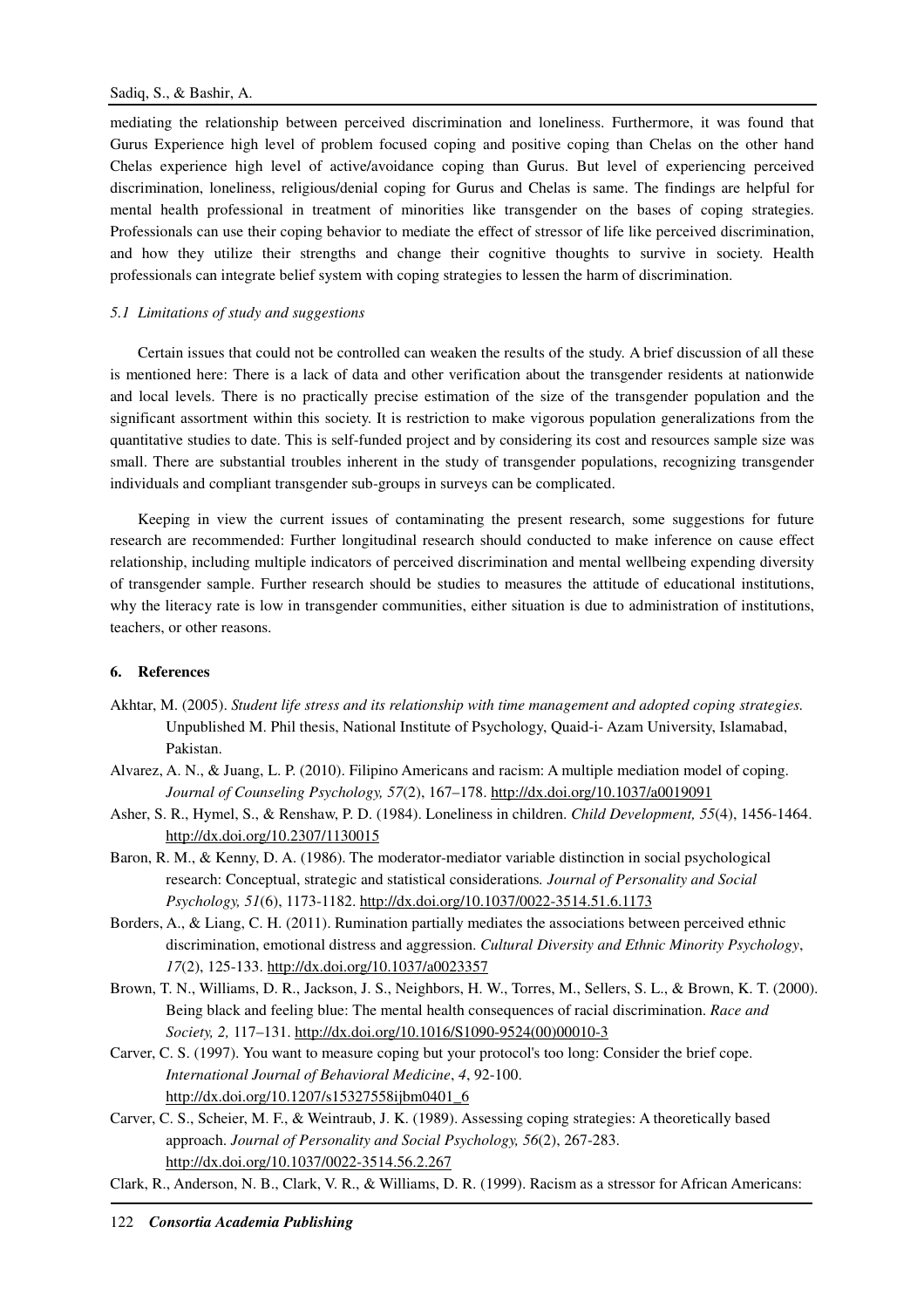mediating the relationship between perceived discrimination and loneliness. Furthermore, it was found that Gurus Experience high level of problem focused coping and positive coping than Chelas on the other hand Chelas experience high level of active/avoidance coping than Gurus. But level of experiencing perceived discrimination, loneliness, religious/denial coping for Gurus and Chelas is same. The findings are helpful for mental health professional in treatment of minorities like transgender on the bases of coping strategies. Professionals can use their coping behavior to mediate the effect of stressor of life like perceived discrimination, and how they utilize their strengths and change their cognitive thoughts to survive in society. Health professionals can integrate belief system with coping strategies to lessen the harm of discrimination.

### *5.1 Limitations of study and suggestions*

Certain issues that could not be controlled can weaken the results of the study. A brief discussion of all these is mentioned here: There is a lack of data and other verification about the transgender residents at nationwide and local levels. There is no practically precise estimation of the size of the transgender population and the significant assortment within this society. It is restriction to make vigorous population generalizations from the quantitative studies to date. This is self-funded project and by considering its cost and resources sample size was small. There are substantial troubles inherent in the study of transgender populations, recognizing transgender individuals and compliant transgender sub-groups in surveys can be complicated.

Keeping in view the current issues of contaminating the present research, some suggestions for future research are recommended: Further longitudinal research should conducted to make inference on cause effect relationship, including multiple indicators of perceived discrimination and mental wellbeing expending diversity of transgender sample. Further research should be studies to measures the attitude of educational institutions, why the literacy rate is low in transgender communities, either situation is due to administration of institutions, teachers, or other reasons.

## 6. References

Akhtar, M. (2005). *Student life stress and its relationship with time management and adopted coping strategies.* Unpublished M. Phil thesis, National Institute of Psychology, Quaid-i- Azam University, Islamabad, Pakistan.

Alvarez, A. N., & Juang, L. P. (2010). Filipino Americans and racism: A multiple mediation model of coping. *Journal of Counseling Psychology, 57*(2), 167–178. http://dx.doi.org/10.1037/a0019091

Asher, S. R., Hymel, S., & Renshaw, P. D. (1984). Loneliness in children. *Child Development, 55*(4), 1456-1464. http://dx.doi.org/10.2307/1130015

Baron, R. M., & Kenny, D. A. (1986). The moderator-mediator variable distinction in social psychological research: Conceptual, strategic and statistical considerations*. Journal of Personality and Social Psychology, 51*(6), 1173-1182. http://dx.doi.org/10.1037/0022-3514.51.6.1173

Borders, A., & Liang, C. H. (2011). Rumination partially mediates the associations between perceived ethnic discrimination, emotional distress and aggression. *Cultural Diversity and Ethnic Minority Psychology*, *17*(2), 125-133. http://dx.doi.org/10.1037/a0023357

Brown, T. N., Williams, D. R., Jackson, J. S., Neighbors, H. W., Torres, M., Sellers, S. L., & Brown, K. T. (2000). Being black and feeling blue: The mental health consequences of racial discrimination. *Race and Society, 2,* 117–131. http://dx.doi.org/10.1016/S1090-9524(00)00010-3

Carver, C. S. (1997). You want to measure coping but your protocol's too long: Consider the brief cope. *International Journal of Behavioral Medicine*, *4*, 92-100. http://dx.doi.org/10.1207/s15327558ijbm0401_6

Carver, C. S., Scheier, M. F., & Weintraub, J. K. (1989). Assessing coping strategies: A theoretically based approach. *Journal of Personality and Social Psychology, 56*(2), 267-283. http://dx.doi.org/10.1037/0022-3514.56.2.267

Clark, R., Anderson, N. B., Clark, V. R., & Williams, D. R. (1999). Racism as a stressor for African Americans: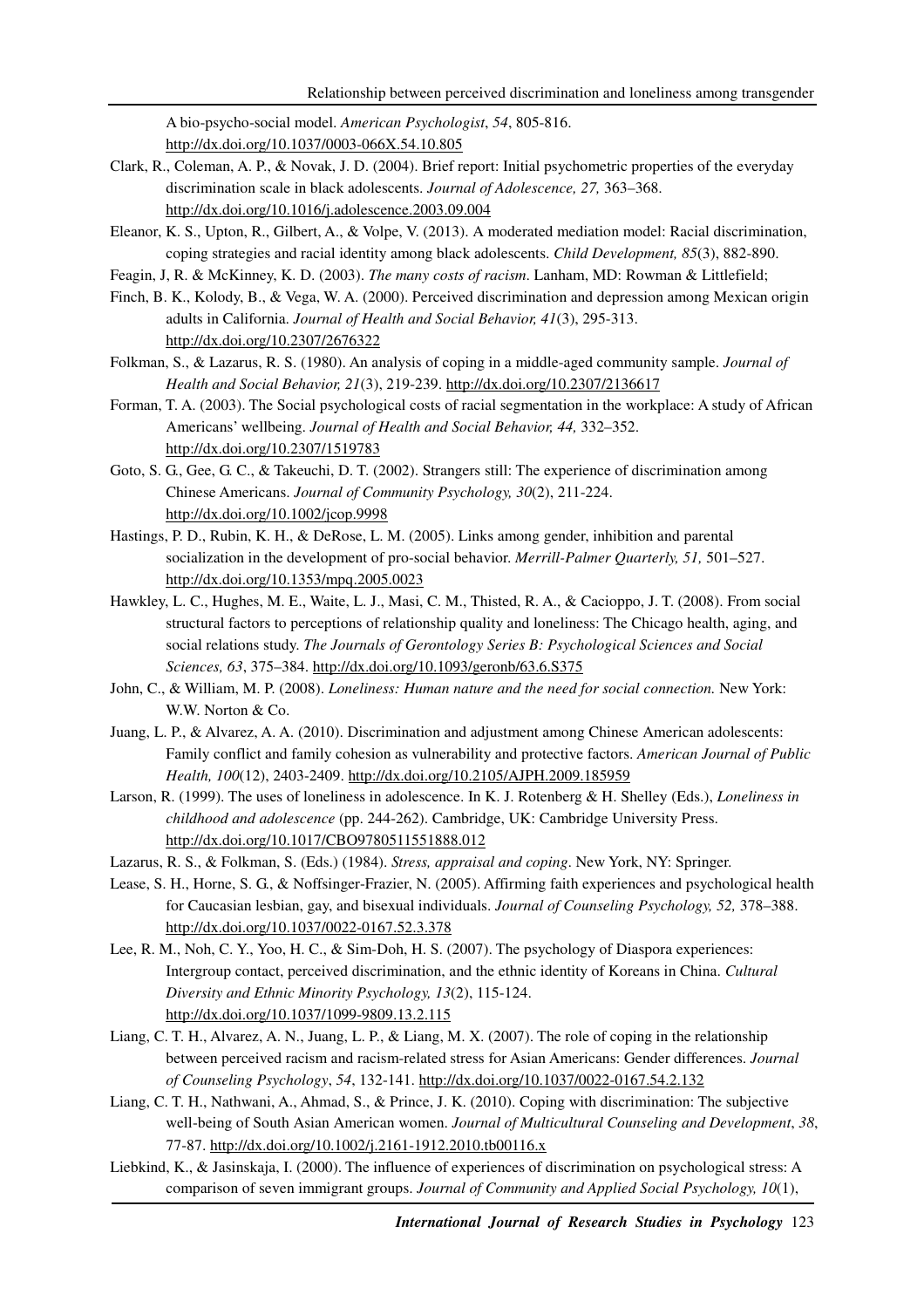A bio-psycho-social model. *American Psychologist*, *54*, 805-816. http://dx.doi.org/10.1037/0003-066X.54.10.805

Clark, R., Coleman, A. P., & Novak, J. D. (2004). Brief report: Initial psychometric properties of the everyday discrimination scale in black adolescents. *Journal of Adolescence, 27,* 363–368. http://dx.doi.org/10.1016/j.adolescence.2003.09.004

Eleanor, K. S., Upton, R., Gilbert, A., & Volpe, V. (2013). A moderated mediation model: Racial discrimination, coping strategies and racial identity among black adolescents. *Child Development, 85*(3), 882-890.

Feagin, J, R. & McKinney, K. D. (2003). *The many costs of racism*. Lanham, MD: Rowman & Littlefield;

Finch, B. K., Kolody, B., & Vega, W. A. (2000). Perceived discrimination and depression among Mexican origin adults in California. *Journal of Health and Social Behavior, 41*(3), 295-313. http://dx.doi.org/10.2307/2676322

Folkman, S., & Lazarus, R. S. (1980). An analysis of coping in a middle-aged community sample. *Journal of Health and Social Behavior, 21*(3), 219-239. http://dx.doi.org/10.2307/2136617

Forman, T. A. (2003). The Social psychological costs of racial segmentation in the workplace: A study of African Americans' wellbeing. *Journal of Health and Social Behavior, 44,* 332–352. http://dx.doi.org/10.2307/1519783

Goto, S. G., Gee, G. C., & Takeuchi, D. T. (2002). Strangers still: The experience of discrimination among Chinese Americans. *Journal of Community Psychology, 30*(2), 211-224. http://dx.doi.org/10.1002/jcop.9998

Hastings, P. D., Rubin, K. H., & DeRose, L. M. (2005). Links among gender, inhibition and parental socialization in the development of pro-social behavior. *Merrill-Palmer Quarterly, 51,* 501–527. http://dx.doi.org/10.1353/mpq.2005.0023

Hawkley, L. C., Hughes, M. E., Waite, L. J., Masi, C. M., Thisted, R. A., & Cacioppo, J. T. (2008). From social structural factors to perceptions of relationship quality and loneliness: The Chicago health, aging, and social relations study. *The Journals of Gerontology Series B: Psychological Sciences and Social Sciences, 63*, 375–384. http://dx.doi.org/10.1093/geronb/63.6.S375

John, C., & William, M. P. (2008). *Loneliness: Human nature and the need for social connection.* New York: W.W. Norton & Co.

Juang, L. P., & Alvarez, A. A. (2010). Discrimination and adjustment among Chinese American adolescents: Family conflict and family cohesion as vulnerability and protective factors. *American Journal of Public Health, 100*(12), 2403-2409. http://dx.doi.org/10.2105/AJPH.2009.185959

Larson, R. (1999). The uses of loneliness in adolescence. In K. J. Rotenberg & H. Shelley (Eds.), *Loneliness in childhood and adolescence* (pp. 244-262). Cambridge, UK: Cambridge University Press. http://dx.doi.org/10.1017/CBO9780511551888.012

Lazarus, R. S., & Folkman, S. (Eds.) (1984). *Stress, appraisal and coping*. New York, NY: Springer.

Lease, S. H., Horne, S. G., & Noffsinger-Frazier, N. (2005). Affirming faith experiences and psychological health for Caucasian lesbian, gay, and bisexual individuals. *Journal of Counseling Psychology, 52,* 378–388. http://dx.doi.org/10.1037/0022-0167.52.3.378

Lee, R. M., Noh, C. Y., Yoo, H. C., & Sim-Doh, H. S. (2007). The psychology of Diaspora experiences: Intergroup contact, perceived discrimination, and the ethnic identity of Koreans in China. *Cultural Diversity and Ethnic Minority Psychology, 13*(2), 115-124. http://dx.doi.org/10.1037/1099-9809.13.2.115

Liang, C. T. H., Alvarez, A. N., Juang, L. P., & Liang, M. X. (2007). The role of coping in the relationship between perceived racism and racism-related stress for Asian Americans: Gender differences. *Journal of Counseling Psychology*, *54*, 132-141. http://dx.doi.org/10.1037/0022-0167.54.2.132

Liang, C. T. H., Nathwani, A., Ahmad, S., & Prince, J. K. (2010). Coping with discrimination: The subjective well-being of South Asian American women. *Journal of Multicultural Counseling and Development*, *38*, 77-87. http://dx.doi.org/10.1002/j.2161-1912.2010.tb00116.x

Liebkind, K., & Jasinskaja, I. (2000). The influence of experiences of discrimination on psychological stress: A comparison of seven immigrant groups. *Journal of Community and Applied Social Psychology, 10*(1),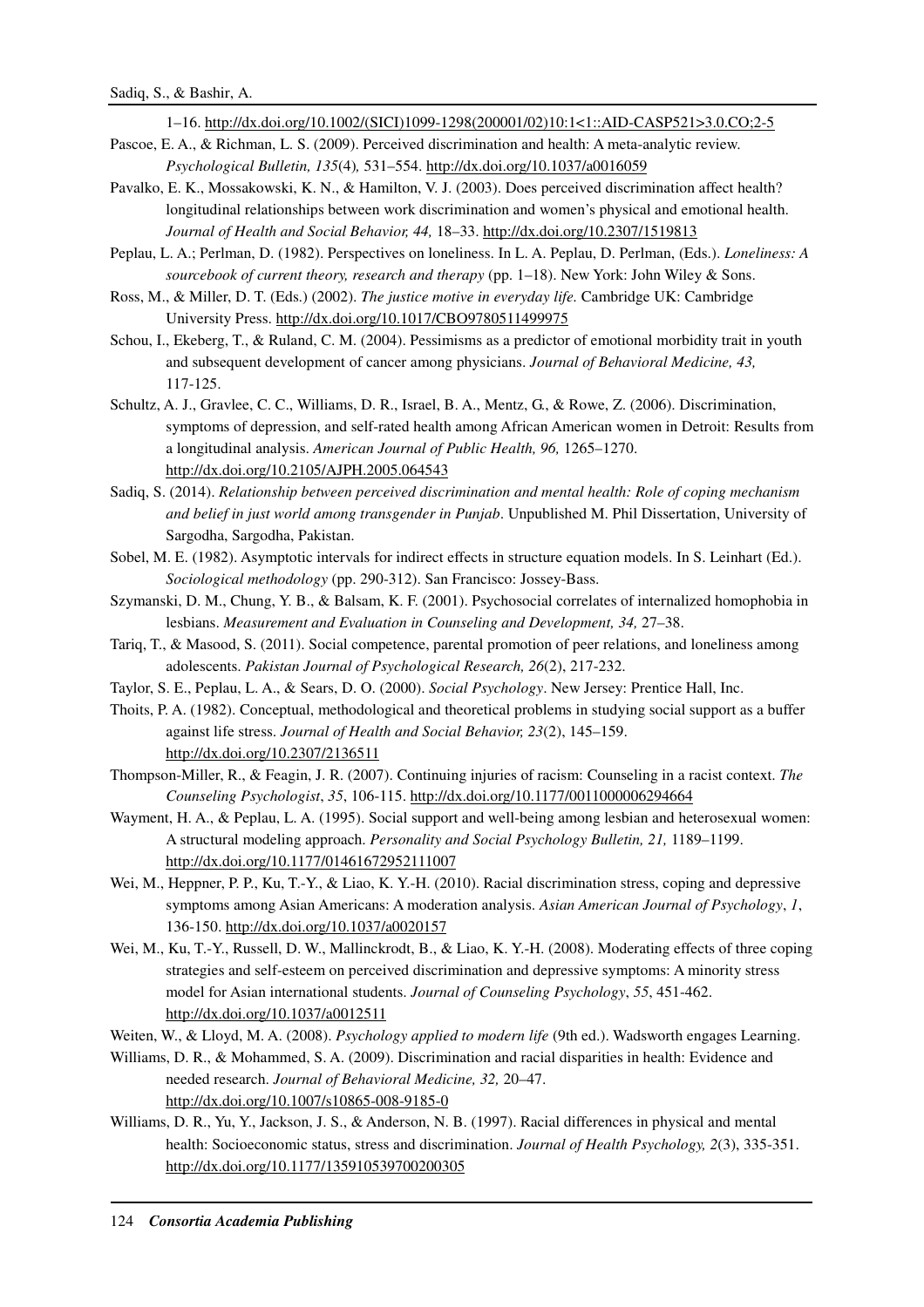1–16. http://dx.doi.org/10.1002/(SICI)1099-1298(200001/02)10:1<1::AID-CASP521>3.0.CO;2-5

Pascoe, E. A., & Richman, L. S. (2009). Perceived discrimination and health: A meta-analytic review. *Psychological Bulletin, 135*(4)*,* 531–554. http://dx.doi.org/10.1037/a0016059

Pavalko, E. K., Mossakowski, K. N., & Hamilton, V. J. (2003). Does perceived discrimination affect health? longitudinal relationships between work discrimination and women's physical and emotional health. *Journal of Health and Social Behavior, 44,* 18–33. http://dx.doi.org/10.2307/1519813

Peplau, L. A.; Perlman, D. (1982). Perspectives on loneliness. In L. A. Peplau, D. Perlman, (Eds.). *Loneliness: A sourcebook of current theory, research and therapy* (pp. 1–18). New York: John Wiley & Sons.

Ross, M., & Miller, D. T. (Eds.) (2002). *The justice motive in everyday life.* Cambridge UK: Cambridge University Press. http://dx.doi.org/10.1017/CBO9780511499975

Schou, I., Ekeberg, T., & Ruland, C. M. (2004). Pessimisms as a predictor of emotional morbidity trait in youth and subsequent development of cancer among physicians. *Journal of Behavioral Medicine, 43,* 117-125.

Schultz, A. J., Gravlee, C. C., Williams, D. R., Israel, B. A., Mentz, G., & Rowe, Z. (2006). Discrimination, symptoms of depression, and self-rated health among African American women in Detroit: Results from a longitudinal analysis. *American Journal of Public Health, 96,* 1265–1270. http://dx.doi.org/10.2105/AJPH.2005.064543

Sadiq, S. (2014). *Relationship between perceived discrimination and mental health: Role of coping mechanism and belief in just world among transgender in Punjab*. Unpublished M. Phil Dissertation, University of Sargodha, Sargodha, Pakistan.

Sobel, M. E. (1982). Asymptotic intervals for indirect effects in structure equation models. In S. Leinhart (Ed.). *Sociological methodology* (pp. 290-312). San Francisco: Jossey-Bass.

Szymanski, D. M., Chung, Y. B., & Balsam, K. F. (2001). Psychosocial correlates of internalized homophobia in lesbians. *Measurement and Evaluation in Counseling and Development, 34,* 27–38.

Tariq, T., & Masood, S. (2011). Social competence, parental promotion of peer relations, and loneliness among adolescents. *Pakistan Journal of Psychological Research, 26*(2), 217-232.

Taylor, S. E., Peplau, L. A., & Sears, D. O. (2000). *Social Psychology*. New Jersey: Prentice Hall, Inc.

Thoits, P. A. (1982). Conceptual, methodological and theoretical problems in studying social support as a buffer against life stress. *Journal of Health and Social Behavior, 23*(2), 145–159. http://dx.doi.org/10.2307/2136511

Thompson-Miller, R., & Feagin, J. R. (2007). Continuing injuries of racism: Counseling in a racist context. *The Counseling Psychologist*, *35*, 106-115. http://dx.doi.org/10.1177/0011000006294664

Wayment, H. A., & Peplau, L. A. (1995). Social support and well-being among lesbian and heterosexual women: A structural modeling approach. *Personality and Social Psychology Bulletin, 21,* 1189–1199. http://dx.doi.org/10.1177/01461672952111007

Wei, M., Heppner, P. P., Ku, T.-Y., & Liao, K. Y.-H. (2010). Racial discrimination stress, coping and depressive symptoms among Asian Americans: A moderation analysis. *Asian American Journal of Psychology*, *1*, 136-150. http://dx.doi.org/10.1037/a0020157

Wei, M., Ku, T.-Y., Russell, D. W., Mallinckrodt, B., & Liao, K. Y.-H. (2008). Moderating effects of three coping strategies and self-esteem on perceived discrimination and depressive symptoms: A minority stress model for Asian international students. *Journal of Counseling Psychology*, *55*, 451-462. http://dx.doi.org/10.1037/a0012511

Weiten, W., & Lloyd, M. A. (2008). *Psychology applied to modern life* (9th ed.). Wadsworth engages Learning.

Williams, D. R., & Mohammed, S. A. (2009). Discrimination and racial disparities in health: Evidence and needed research. *Journal of Behavioral Medicine, 32,* 20–47. http://dx.doi.org/10.1007/s10865-008-9185-0

Williams, D. R., Yu, Y., Jackson, J. S., & Anderson, N. B. (1997). Racial differences in physical and mental health: Socioeconomic status, stress and discrimination. *Journal of Health Psychology, 2*(3), 335-351. http://dx.doi.org/10.1177/135910539700200305